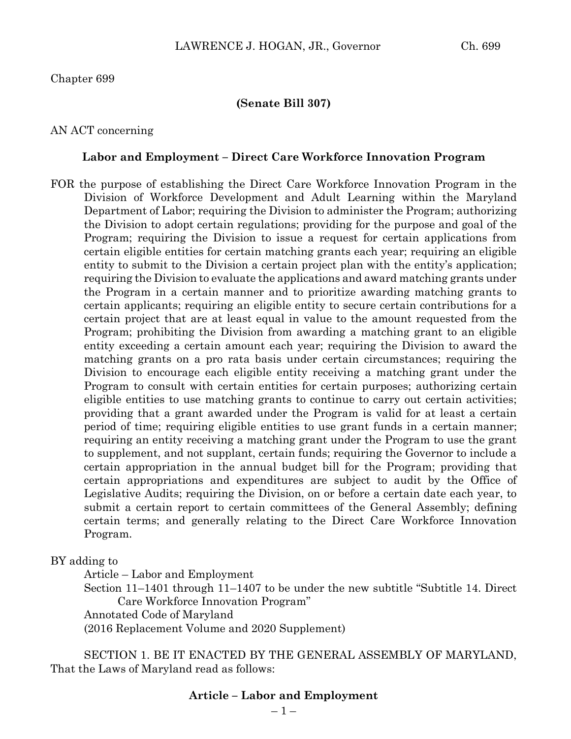Chapter 699

**(Senate Bill 307)**

AN ACT concerning

**Labor and Employment – Direct Care Workforce Innovation Program**

FOR the purpose of establishing the Direct Care Workforce Innovation Program in the Division of Workforce Development and Adult Learning within the Maryland Department of Labor; requiring the Division to administer the Program; authorizing the Division to adopt certain regulations; providing for the purpose and goal of the Program; requiring the Division to issue a request for certain applications from certain eligible entities for certain matching grants each year; requiring an eligible entity to submit to the Division a certain project plan with the entity's application; requiring the Division to evaluate the applications and award matching grants under the Program in a certain manner and to prioritize awarding matching grants to certain applicants; requiring an eligible entity to secure certain contributions for a certain project that are at least equal in value to the amount requested from the Program; prohibiting the Division from awarding a matching grant to an eligible entity exceeding a certain amount each year; requiring the Division to award the matching grants on a pro rata basis under certain circumstances; requiring the Division to encourage each eligible entity receiving a matching grant under the Program to consult with certain entities for certain purposes; authorizing certain eligible entities to use matching grants to continue to carry out certain activities; providing that a grant awarded under the Program is valid for at least a certain period of time; requiring eligible entities to use grant funds in a certain manner; requiring an entity receiving a matching grant under the Program to use the grant to supplement, and not supplant, certain funds; requiring the Governor to include a certain appropriation in the annual budget bill for the Program; providing that certain appropriations and expenditures are subject to audit by the Office of Legislative Audits; requiring the Division, on or before a certain date each year, to submit a certain report to certain committees of the General Assembly; defining certain terms; and generally relating to the Direct Care Workforce Innovation Program.

BY adding to

Article – Labor and Employment
Section 11–1401 through 11–1407 to be under the new subtitle "Subtitle 14. Direct Care Workforce Innovation Program"
Annotated Code of Maryland
(2016 Replacement Volume and 2020 Supplement)

SECTION 1. BE IT ENACTED BY THE GENERAL ASSEMBLY OF MARYLAND, That the Laws of Maryland read as follows:

**Article – Labor and Employment**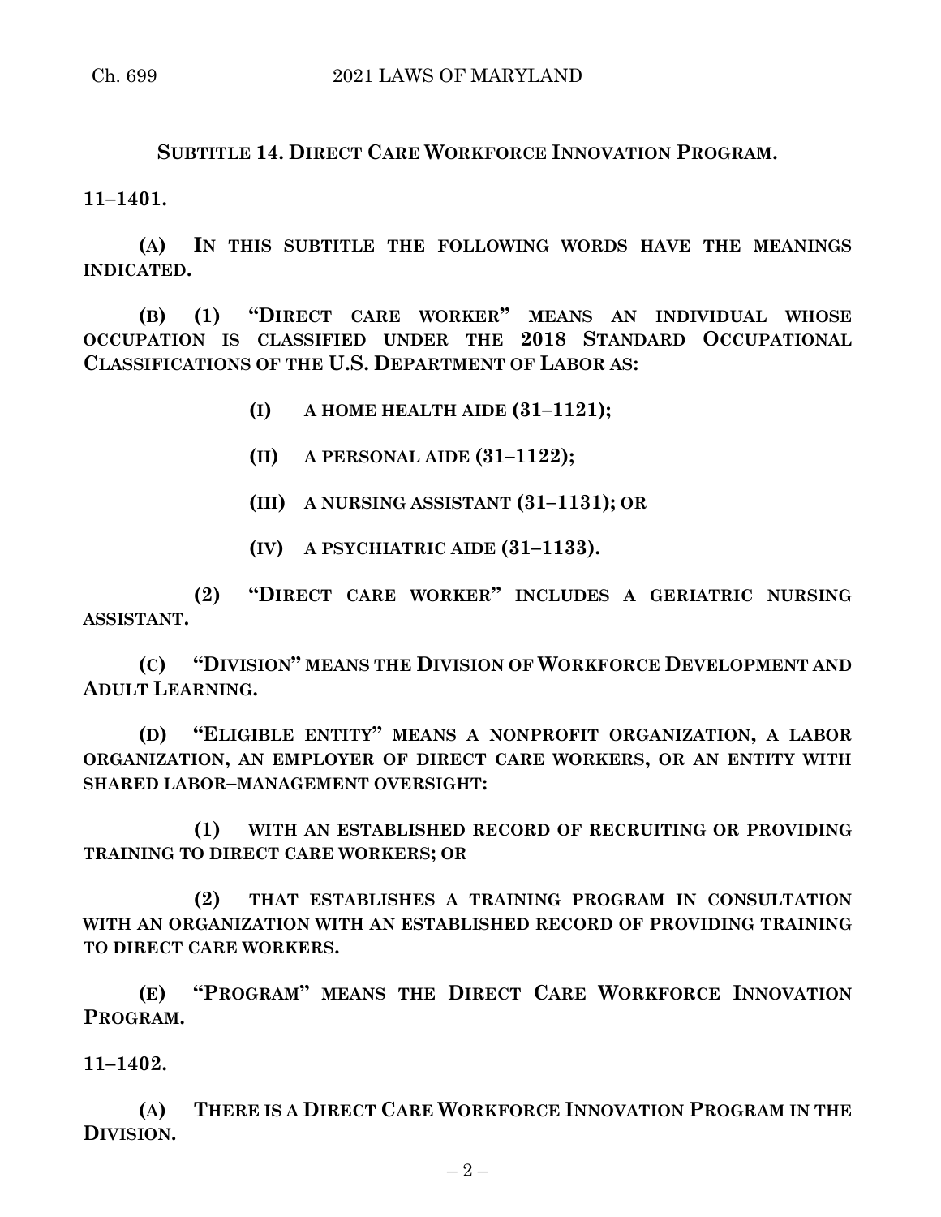**SUBTITLE 14. DIRECT CARE WORKFORCE INNOVATION PROGRAM.**

**11–1401.**

**(A) IN THIS SUBTITLE THE FOLLOWING WORDS HAVE THE MEANINGS INDICATED.**

**(B) (1) "DIRECT CARE WORKER" MEANS AN INDIVIDUAL WHOSE OCCUPATION IS CLASSIFIED UNDER THE 2018 STANDARD OCCUPATIONAL CLASSIFICATIONS OF THE U.S. DEPARTMENT OF LABOR AS:**

**(I) A HOME HEALTH AIDE (31–1121);**

**(II) A PERSONAL AIDE (31–1122);**

**(III) A NURSING ASSISTANT (31–1131); OR**

**(IV) A PSYCHIATRIC AIDE (31–1133).**

**(2) "DIRECT CARE WORKER" INCLUDES A GERIATRIC NURSING ASSISTANT.**

**(C) "DIVISION" MEANS THE DIVISION OF WORKFORCE DEVELOPMENT AND ADULT LEARNING.**

**(D) "ELIGIBLE ENTITY" MEANS A NONPROFIT ORGANIZATION, A LABOR ORGANIZATION, AN EMPLOYER OF DIRECT CARE WORKERS, OR AN ENTITY WITH SHARED LABOR–MANAGEMENT OVERSIGHT:**

**(1) WITH AN ESTABLISHED RECORD OF RECRUITING OR PROVIDING TRAINING TO DIRECT CARE WORKERS; OR**

**(2) THAT ESTABLISHES A TRAINING PROGRAM IN CONSULTATION WITH AN ORGANIZATION WITH AN ESTABLISHED RECORD OF PROVIDING TRAINING TO DIRECT CARE WORKERS.**

**(E) "PROGRAM" MEANS THE DIRECT CARE WORKFORCE INNOVATION PROGRAM.**

**11–1402.**

**(A) THERE IS A DIRECT CARE WORKFORCE INNOVATION PROGRAM IN THE DIVISION.**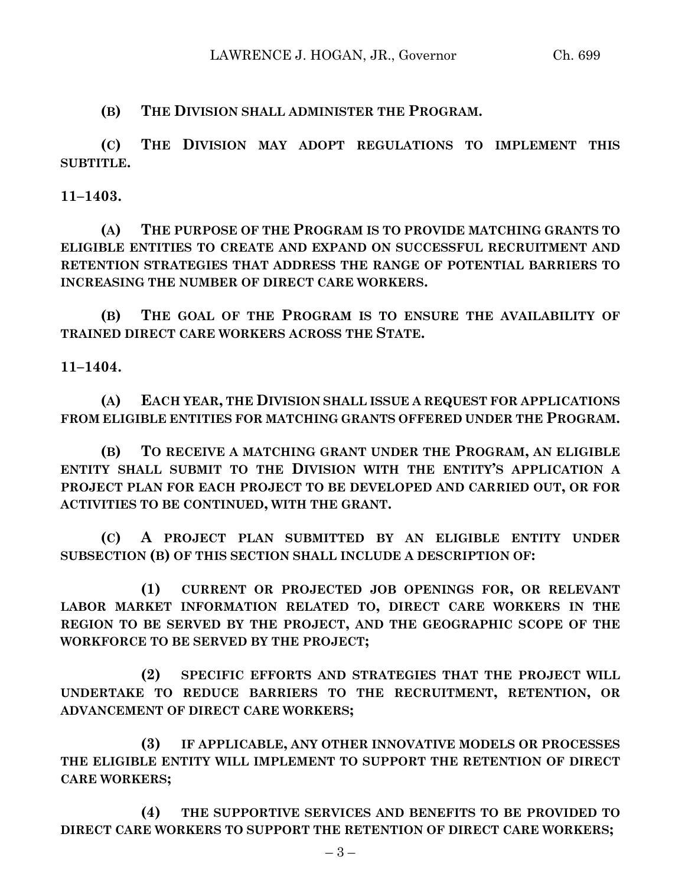**(B) THE DIVISION SHALL ADMINISTER THE PROGRAM.**

**(C) THE DIVISION MAY ADOPT REGULATIONS TO IMPLEMENT THIS SUBTITLE.**

**11–1403.**

**(A) THE PURPOSE OF THE PROGRAM IS TO PROVIDE MATCHING GRANTS TO ELIGIBLE ENTITIES TO CREATE AND EXPAND ON SUCCESSFUL RECRUITMENT AND RETENTION STRATEGIES THAT ADDRESS THE RANGE OF POTENTIAL BARRIERS TO INCREASING THE NUMBER OF DIRECT CARE WORKERS.**

**(B) THE GOAL OF THE PROGRAM IS TO ENSURE THE AVAILABILITY OF TRAINED DIRECT CARE WORKERS ACROSS THE STATE.**

**11–1404.**

**(A) EACH YEAR, THE DIVISION SHALL ISSUE A REQUEST FOR APPLICATIONS FROM ELIGIBLE ENTITIES FOR MATCHING GRANTS OFFERED UNDER THE PROGRAM.**

**(B) TO RECEIVE A MATCHING GRANT UNDER THE PROGRAM, AN ELIGIBLE ENTITY SHALL SUBMIT TO THE DIVISION WITH THE ENTITY'S APPLICATION A PROJECT PLAN FOR EACH PROJECT TO BE DEVELOPED AND CARRIED OUT, OR FOR ACTIVITIES TO BE CONTINUED, WITH THE GRANT.**

**(C) A PROJECT PLAN SUBMITTED BY AN ELIGIBLE ENTITY UNDER SUBSECTION (B) OF THIS SECTION SHALL INCLUDE A DESCRIPTION OF:**

**(1) CURRENT OR PROJECTED JOB OPENINGS FOR, OR RELEVANT LABOR MARKET INFORMATION RELATED TO, DIRECT CARE WORKERS IN THE REGION TO BE SERVED BY THE PROJECT, AND THE GEOGRAPHIC SCOPE OF THE WORKFORCE TO BE SERVED BY THE PROJECT;**

**(2) SPECIFIC EFFORTS AND STRATEGIES THAT THE PROJECT WILL UNDERTAKE TO REDUCE BARRIERS TO THE RECRUITMENT, RETENTION, OR ADVANCEMENT OF DIRECT CARE WORKERS;**

**(3) IF APPLICABLE, ANY OTHER INNOVATIVE MODELS OR PROCESSES THE ELIGIBLE ENTITY WILL IMPLEMENT TO SUPPORT THE RETENTION OF DIRECT CARE WORKERS;**

**(4) THE SUPPORTIVE SERVICES AND BENEFITS TO BE PROVIDED TO DIRECT CARE WORKERS TO SUPPORT THE RETENTION OF DIRECT CARE WORKERS;**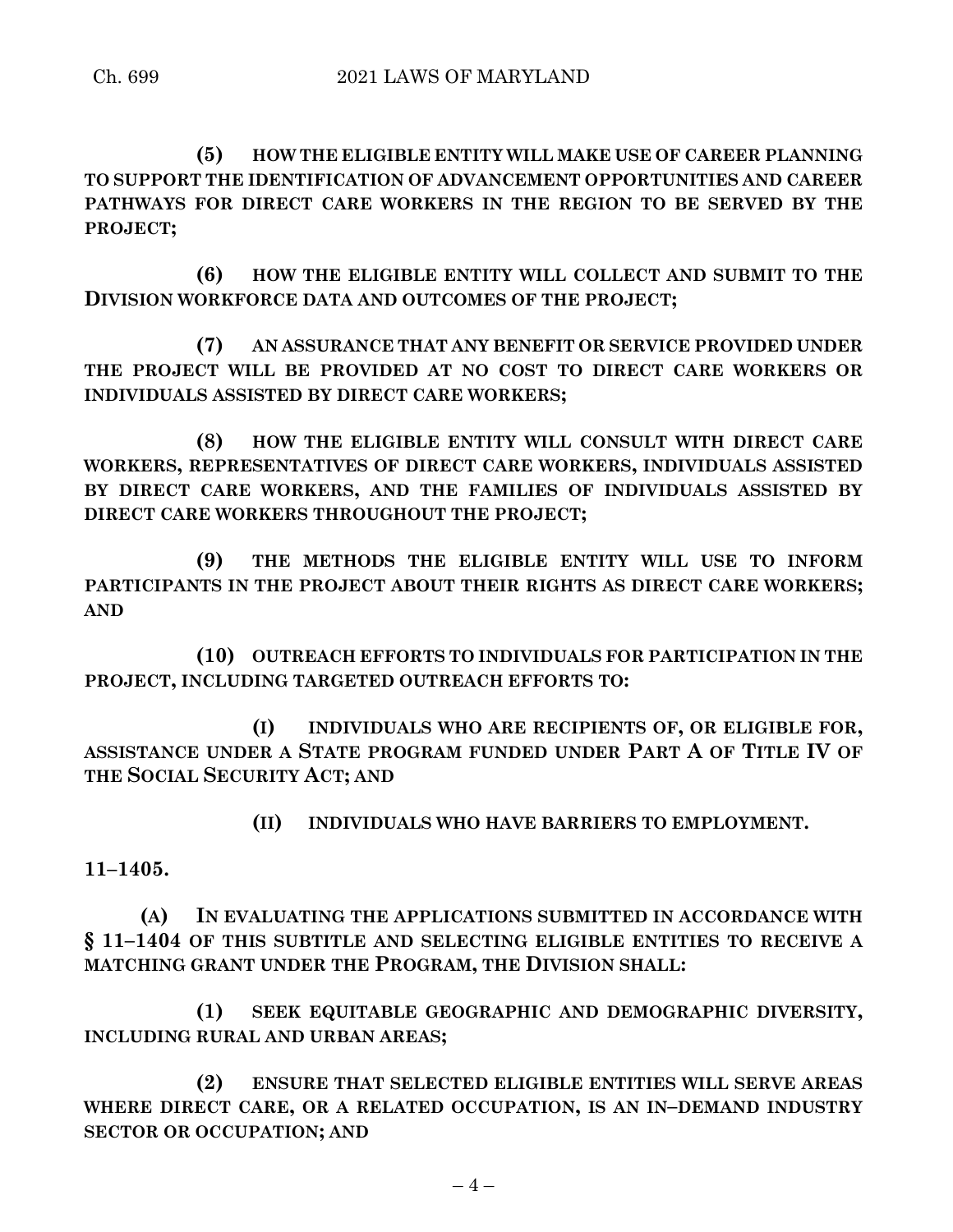**(5) HOW THE ELIGIBLE ENTITY WILL MAKE USE OF CAREER PLANNING TO SUPPORT THE IDENTIFICATION OF ADVANCEMENT OPPORTUNITIES AND CAREER PATHWAYS FOR DIRECT CARE WORKERS IN THE REGION TO BE SERVED BY THE PROJECT;**

**(6) HOW THE ELIGIBLE ENTITY WILL COLLECT AND SUBMIT TO THE DIVISION WORKFORCE DATA AND OUTCOMES OF THE PROJECT;**

**(7) AN ASSURANCE THAT ANY BENEFIT OR SERVICE PROVIDED UNDER THE PROJECT WILL BE PROVIDED AT NO COST TO DIRECT CARE WORKERS OR INDIVIDUALS ASSISTED BY DIRECT CARE WORKERS;**

**(8) HOW THE ELIGIBLE ENTITY WILL CONSULT WITH DIRECT CARE WORKERS, REPRESENTATIVES OF DIRECT CARE WORKERS, INDIVIDUALS ASSISTED BY DIRECT CARE WORKERS, AND THE FAMILIES OF INDIVIDUALS ASSISTED BY DIRECT CARE WORKERS THROUGHOUT THE PROJECT;**

**(9) THE METHODS THE ELIGIBLE ENTITY WILL USE TO INFORM PARTICIPANTS IN THE PROJECT ABOUT THEIR RIGHTS AS DIRECT CARE WORKERS; AND**

**(10) OUTREACH EFFORTS TO INDIVIDUALS FOR PARTICIPATION IN THE PROJECT, INCLUDING TARGETED OUTREACH EFFORTS TO:**

**(I) INDIVIDUALS WHO ARE RECIPIENTS OF, OR ELIGIBLE FOR, ASSISTANCE UNDER A STATE PROGRAM FUNDED UNDER PART A OF TITLE IV OF THE SOCIAL SECURITY ACT; AND**

**(II) INDIVIDUALS WHO HAVE BARRIERS TO EMPLOYMENT.**

**11–1405.**

**(A) IN EVALUATING THE APPLICATIONS SUBMITTED IN ACCORDANCE WITH § 11–1404 OF THIS SUBTITLE AND SELECTING ELIGIBLE ENTITIES TO RECEIVE A MATCHING GRANT UNDER THE PROGRAM, THE DIVISION SHALL:**

**(1) SEEK EQUITABLE GEOGRAPHIC AND DEMOGRAPHIC DIVERSITY, INCLUDING RURAL AND URBAN AREAS;**

**(2) ENSURE THAT SELECTED ELIGIBLE ENTITIES WILL SERVE AREAS WHERE DIRECT CARE, OR A RELATED OCCUPATION, IS AN IN–DEMAND INDUSTRY SECTOR OR OCCUPATION; AND**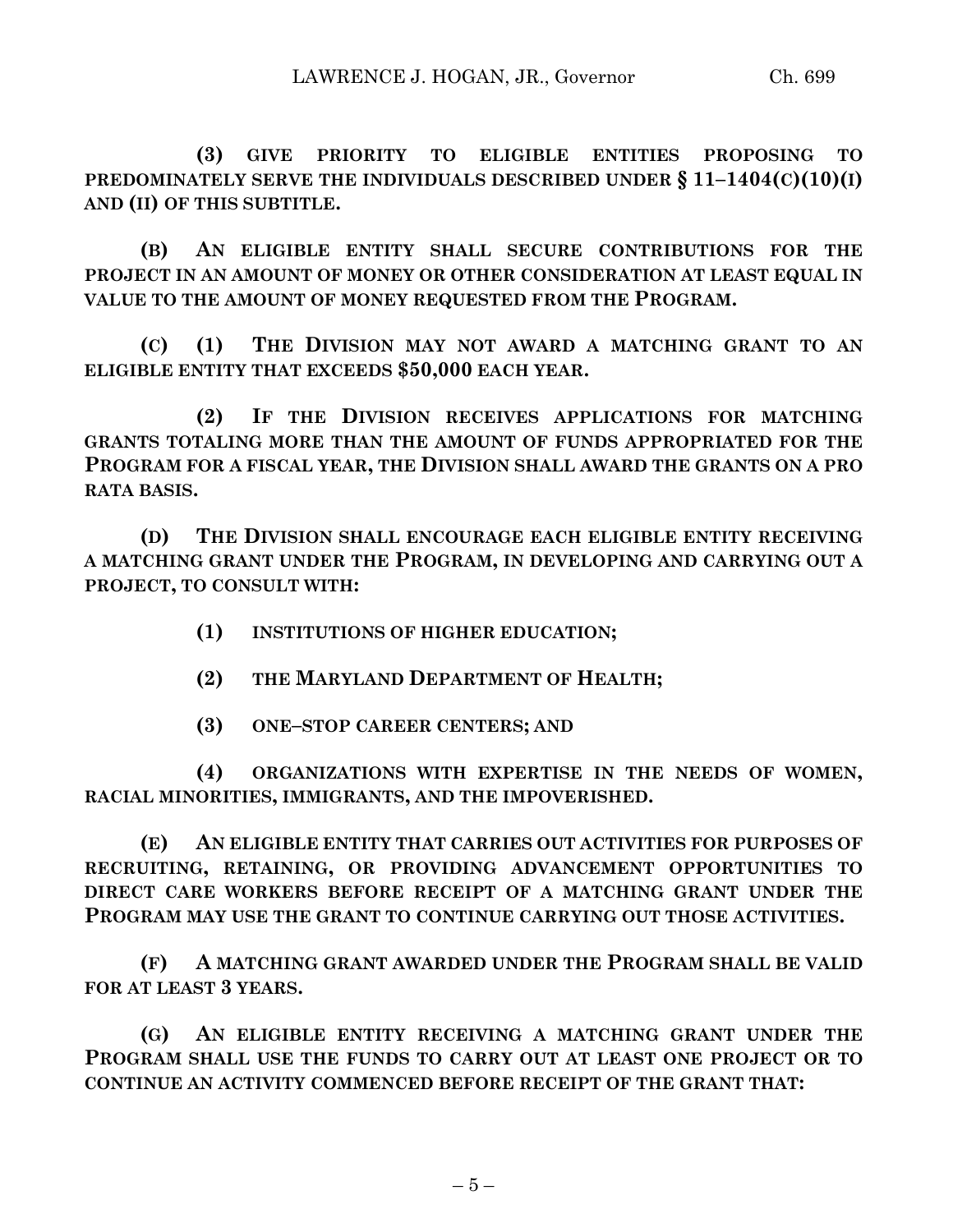**(3) GIVE PRIORITY TO ELIGIBLE ENTITIES PROPOSING TO PREDOMINATELY SERVE THE INDIVIDUALS DESCRIBED UNDER § 11–1404(C)(10)(I) AND (II) OF THIS SUBTITLE.**

**(B) AN ELIGIBLE ENTITY SHALL SECURE CONTRIBUTIONS FOR THE PROJECT IN AN AMOUNT OF MONEY OR OTHER CONSIDERATION AT LEAST EQUAL IN VALUE TO THE AMOUNT OF MONEY REQUESTED FROM THE PROGRAM.**

**(C) (1) THE DIVISION MAY NOT AWARD A MATCHING GRANT TO AN ELIGIBLE ENTITY THAT EXCEEDS $50,000 EACH YEAR.**

**(2) IF THE DIVISION RECEIVES APPLICATIONS FOR MATCHING GRANTS TOTALING MORE THAN THE AMOUNT OF FUNDS APPROPRIATED FOR THE PROGRAM FOR A FISCAL YEAR, THE DIVISION SHALL AWARD THE GRANTS ON A PRO RATA BASIS.**

**(D) THE DIVISION SHALL ENCOURAGE EACH ELIGIBLE ENTITY RECEIVING A MATCHING GRANT UNDER THE PROGRAM, IN DEVELOPING AND CARRYING OUT A PROJECT, TO CONSULT WITH:**

**(1) INSTITUTIONS OF HIGHER EDUCATION;**

**(2) THE MARYLAND DEPARTMENT OF HEALTH;**

**(3) ONE–STOP CAREER CENTERS; AND**

**(4) ORGANIZATIONS WITH EXPERTISE IN THE NEEDS OF WOMEN, RACIAL MINORITIES, IMMIGRANTS, AND THE IMPOVERISHED.**

**(E) AN ELIGIBLE ENTITY THAT CARRIES OUT ACTIVITIES FOR PURPOSES OF RECRUITING, RETAINING, OR PROVIDING ADVANCEMENT OPPORTUNITIES TO DIRECT CARE WORKERS BEFORE RECEIPT OF A MATCHING GRANT UNDER THE PROGRAM MAY USE THE GRANT TO CONTINUE CARRYING OUT THOSE ACTIVITIES.**

**(F) A MATCHING GRANT AWARDED UNDER THE PROGRAM SHALL BE VALID FOR AT LEAST 3 YEARS.**

**(G) AN ELIGIBLE ENTITY RECEIVING A MATCHING GRANT UNDER THE PROGRAM SHALL USE THE FUNDS TO CARRY OUT AT LEAST ONE PROJECT OR TO CONTINUE AN ACTIVITY COMMENCED BEFORE RECEIPT OF THE GRANT THAT:**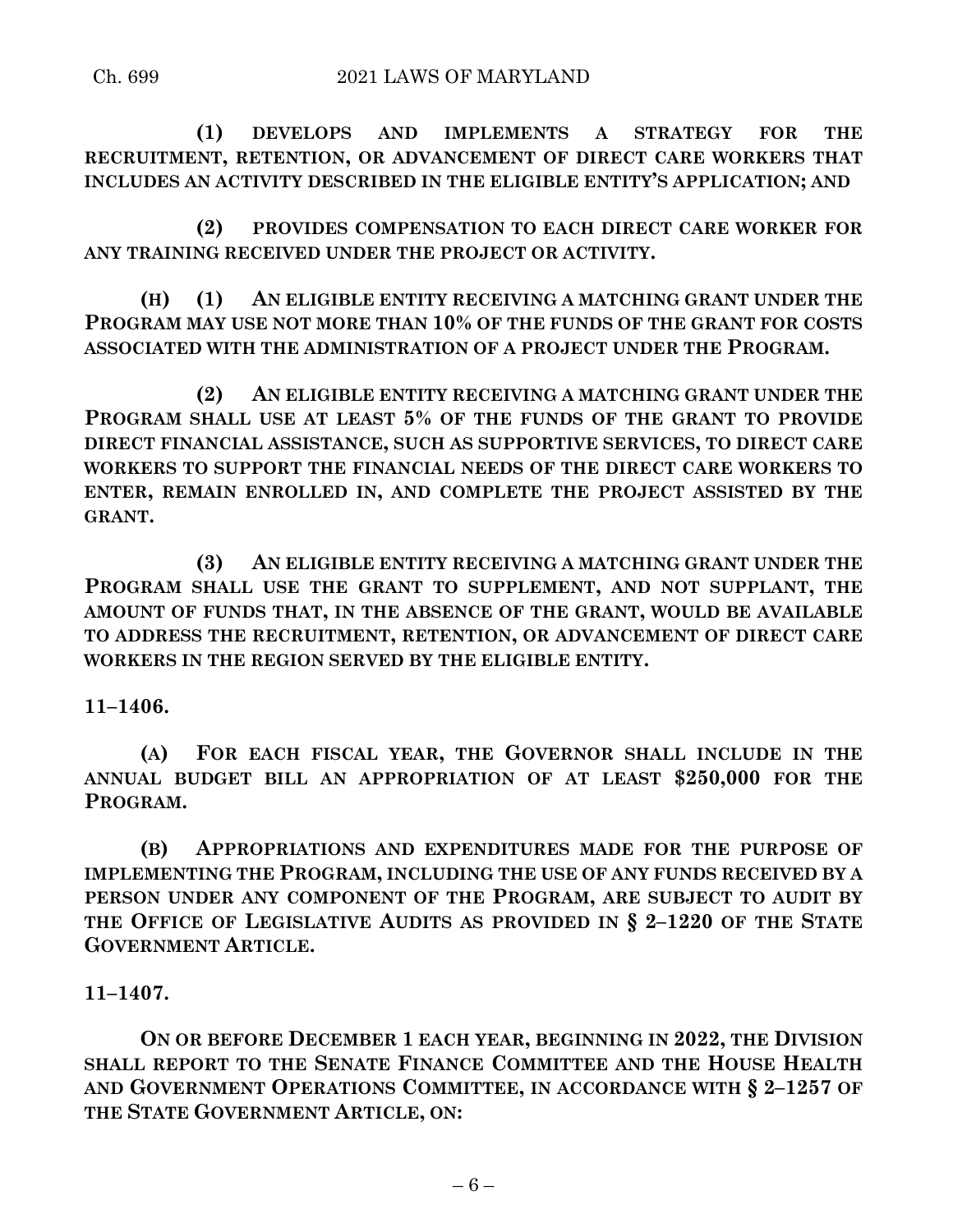**(1) DEVELOPS AND IMPLEMENTS A STRATEGY FOR THE RECRUITMENT, RETENTION, OR ADVANCEMENT OF DIRECT CARE WORKERS THAT INCLUDES AN ACTIVITY DESCRIBED IN THE ELIGIBLE ENTITY'S APPLICATION; AND**

**(2) PROVIDES COMPENSATION TO EACH DIRECT CARE WORKER FOR ANY TRAINING RECEIVED UNDER THE PROJECT OR ACTIVITY.**

**(H) (1) AN ELIGIBLE ENTITY RECEIVING A MATCHING GRANT UNDER THE PROGRAM MAY USE NOT MORE THAN 10% OF THE FUNDS OF THE GRANT FOR COSTS ASSOCIATED WITH THE ADMINISTRATION OF A PROJECT UNDER THE PROGRAM.**

**(2) AN ELIGIBLE ENTITY RECEIVING A MATCHING GRANT UNDER THE PROGRAM SHALL USE AT LEAST 5% OF THE FUNDS OF THE GRANT TO PROVIDE DIRECT FINANCIAL ASSISTANCE, SUCH AS SUPPORTIVE SERVICES, TO DIRECT CARE WORKERS TO SUPPORT THE FINANCIAL NEEDS OF THE DIRECT CARE WORKERS TO ENTER, REMAIN ENROLLED IN, AND COMPLETE THE PROJECT ASSISTED BY THE GRANT.**

**(3) AN ELIGIBLE ENTITY RECEIVING A MATCHING GRANT UNDER THE PROGRAM SHALL USE THE GRANT TO SUPPLEMENT, AND NOT SUPPLANT, THE AMOUNT OF FUNDS THAT, IN THE ABSENCE OF THE GRANT, WOULD BE AVAILABLE TO ADDRESS THE RECRUITMENT, RETENTION, OR ADVANCEMENT OF DIRECT CARE WORKERS IN THE REGION SERVED BY THE ELIGIBLE ENTITY.**

**11–1406.**

**(A) FOR EACH FISCAL YEAR, THE GOVERNOR SHALL INCLUDE IN THE ANNUAL BUDGET BILL AN APPROPRIATION OF AT LEAST $250,000 FOR THE PROGRAM.**

**(B) APPROPRIATIONS AND EXPENDITURES MADE FOR THE PURPOSE OF IMPLEMENTING THE PROGRAM, INCLUDING THE USE OF ANY FUNDS RECEIVED BY A PERSON UNDER ANY COMPONENT OF THE PROGRAM, ARE SUBJECT TO AUDIT BY THE OFFICE OF LEGISLATIVE AUDITS AS PROVIDED IN § 2–1220 OF THE STATE GOVERNMENT ARTICLE.**

**11–1407.**

**ON OR BEFORE DECEMBER 1 EACH YEAR, BEGINNING IN 2022, THE DIVISION SHALL REPORT TO THE SENATE FINANCE COMMITTEE AND THE HOUSE HEALTH AND GOVERNMENT OPERATIONS COMMITTEE, IN ACCORDANCE WITH § 2–1257 OF THE STATE GOVERNMENT ARTICLE, ON:**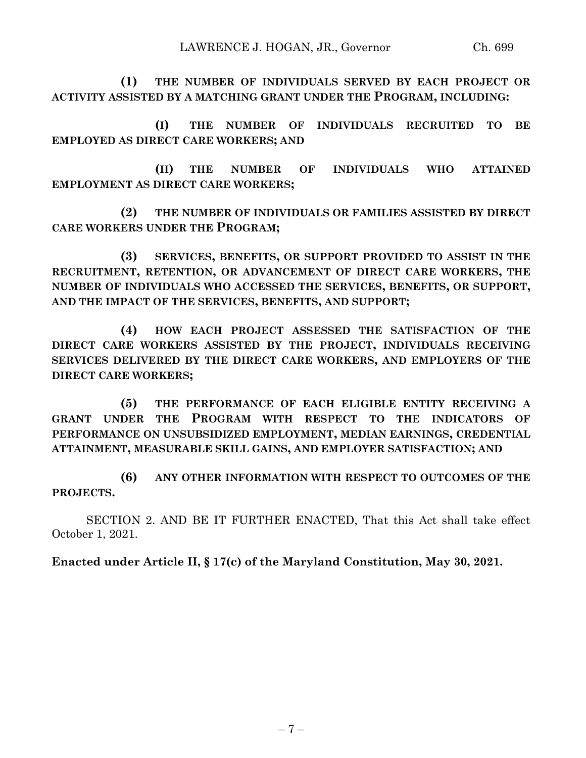**(1) THE NUMBER OF INDIVIDUALS SERVED BY EACH PROJECT OR ACTIVITY ASSISTED BY A MATCHING GRANT UNDER THE PROGRAM, INCLUDING:**

**(I) THE NUMBER OF INDIVIDUALS RECRUITED TO BE EMPLOYED AS DIRECT CARE WORKERS; AND**

**(II) THE NUMBER OF INDIVIDUALS WHO ATTAINED EMPLOYMENT AS DIRECT CARE WORKERS;**

**(2) THE NUMBER OF INDIVIDUALS OR FAMILIES ASSISTED BY DIRECT CARE WORKERS UNDER THE PROGRAM;**

**(3) SERVICES, BENEFITS, OR SUPPORT PROVIDED TO ASSIST IN THE RECRUITMENT, RETENTION, OR ADVANCEMENT OF DIRECT CARE WORKERS, THE NUMBER OF INDIVIDUALS WHO ACCESSED THE SERVICES, BENEFITS, OR SUPPORT, AND THE IMPACT OF THE SERVICES, BENEFITS, AND SUPPORT;**

**(4) HOW EACH PROJECT ASSESSED THE SATISFACTION OF THE DIRECT CARE WORKERS ASSISTED BY THE PROJECT, INDIVIDUALS RECEIVING SERVICES DELIVERED BY THE DIRECT CARE WORKERS, AND EMPLOYERS OF THE DIRECT CARE WORKERS;**

**(5) THE PERFORMANCE OF EACH ELIGIBLE ENTITY RECEIVING A GRANT UNDER THE PROGRAM WITH RESPECT TO THE INDICATORS OF PERFORMANCE ON UNSUBSIDIZED EMPLOYMENT, MEDIAN EARNINGS, CREDENTIAL ATTAINMENT, MEASURABLE SKILL GAINS, AND EMPLOYER SATISFACTION; AND**

**(6) ANY OTHER INFORMATION WITH RESPECT TO OUTCOMES OF THE PROJECTS.**

SECTION 2. AND BE IT FURTHER ENACTED, That this Act shall take effect October 1, 2021.

**Enacted under Article II, § 17(c) of the Maryland Constitution, May 30, 2021.**